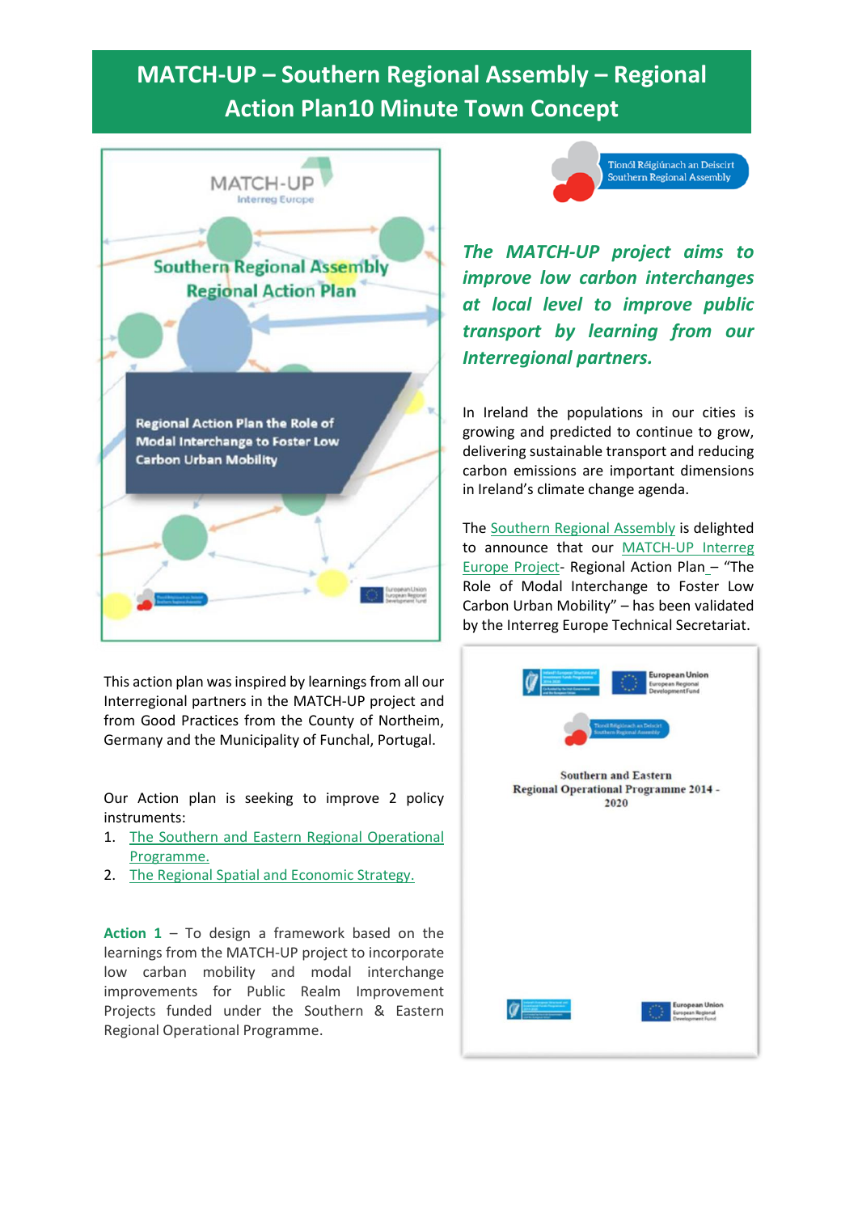# MATCH-UP – Southern Regional Assembly – Regional Action Plan10 Minute Town Concept

***The MATCH-UP project aims to improve low carbon interchanges at local level to improve public transport by learning from our Interregional partners.***

In Ireland the populations in our cities is growing and predicted to continue to grow, delivering sustainable transport and reducing carbon emissions are important dimensions in Ireland's climate change agenda.

The Southern Regional Assembly is delighted to announce that our MATCH-UP Interreg Europe Project- Regional Action Plan – "The Role of Modal Interchange to Foster Low Carbon Urban Mobility" – has been validated by the Interreg Europe Technical Secretariat.

This action plan was inspired by learnings from all our Interregional partners in the MATCH-UP project and from Good Practices from the County of Northeim, Germany and the Municipality of Funchal, Portugal.

Our Action plan is seeking to improve 2 policy instruments:

1. The Southern and Eastern Regional Operational Programme.
2. The Regional Spatial and Economic Strategy.

**Action 1** – To design a framework based on the learnings from the MATCH-UP project to incorporate low carban mobility and modal interchange improvements for Public Realm Improvement Projects funded under the Southern & Eastern Regional Operational Programme.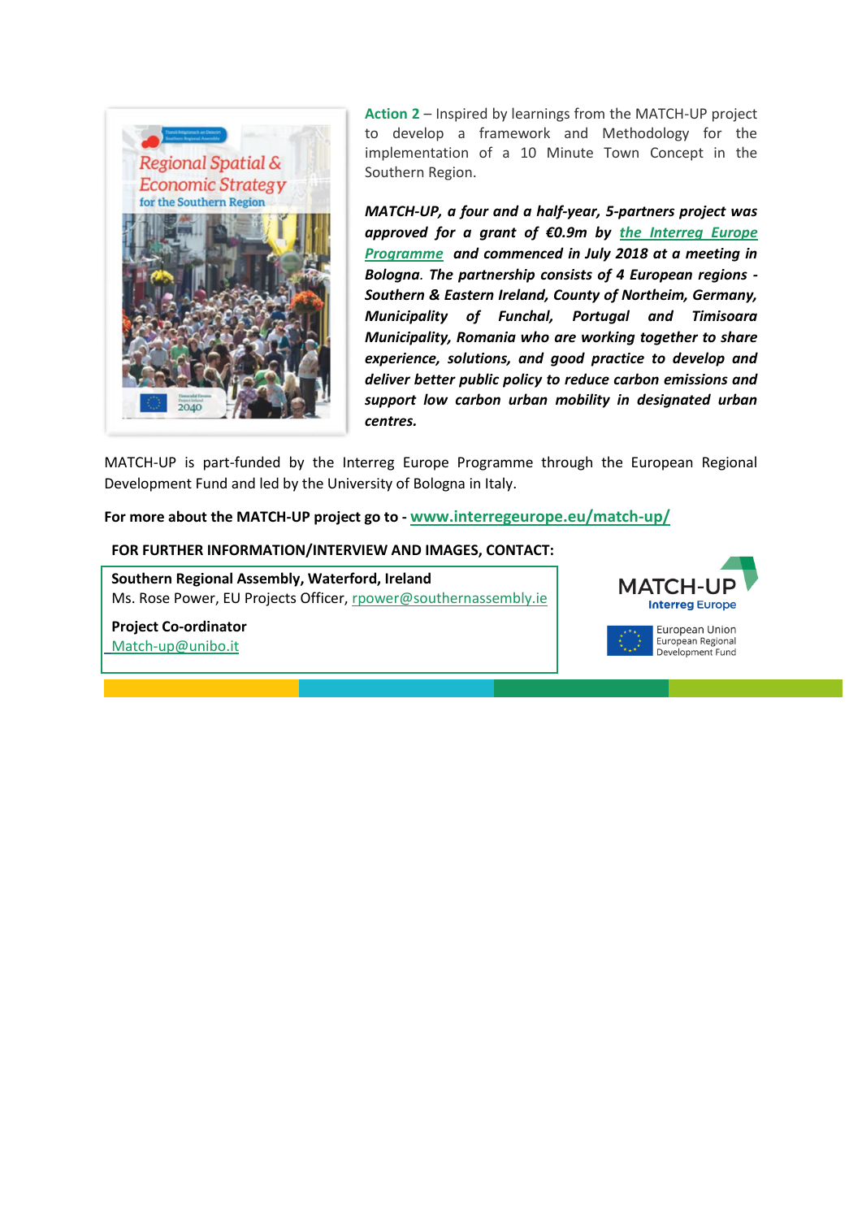**Action 2** – Inspired by learnings from the MATCH-UP project to develop a framework and Methodology for the implementation of a 10 Minute Town Concept in the Southern Region.

***MATCH-UP, a four and a half-year, 5-partners project was approved for a grant of €0.9m by the Interreg Europe Programme and commenced in July 2018 at a meeting in Bologna. The partnership consists of 4 European regions - Southern & Eastern Ireland, County of Northeim, Germany, Municipality of Funchal, Portugal and Timisoara Municipality, Romania who are working together to share experience, solutions, and good practice to develop and deliver better public policy to reduce carbon emissions and support low carbon urban mobility in designated urban centres.***

MATCH-UP is part-funded by the Interreg Europe Programme through the European Regional Development Fund and led by the University of Bologna in Italy.

**For more about the MATCH-UP project go to -** www.interregeurope.eu/match-up/

**FOR FURTHER INFORMATION/INTERVIEW AND IMAGES, CONTACT:**

**Southern Regional Assembly, Waterford, Ireland**
Ms. Rose Power, EU Projects Officer, rpower@southernassembly.ie

**Project Co-ordinator**
Match-up@unibo.it

MATCH-UP
Interreg Europe

European Union
European Regional Development Fund